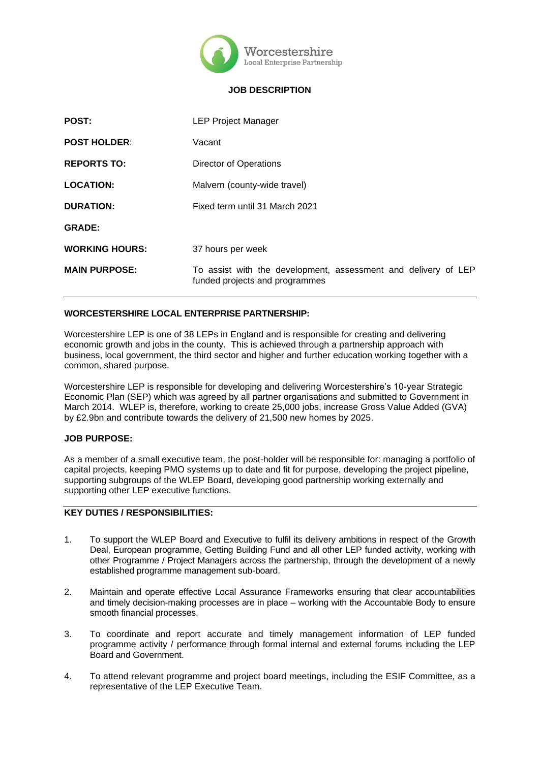Worcestershire
Local Enterprise Partnership

# JOB DESCRIPTION

| | |
|---|---|
| **POST:** | LEP Project Manager |
| **POST HOLDER:** | Vacant |
| **REPORTS TO:** | Director of Operations |
| **LOCATION:** | Malvern (county-wide travel) |
| **DURATION:** | Fixed term until 31 March 2021 |
| **GRADE:** | |
| **WORKING HOURS:** | 37 hours per week |
| **MAIN PURPOSE:** | To assist with the development, assessment and delivery of LEP funded projects and programmes |

## WORCESTERSHIRE LOCAL ENTERPRISE PARTNERSHIP:

Worcestershire LEP is one of 38 LEPs in England and is responsible for creating and delivering economic growth and jobs in the county. This is achieved through a partnership approach with business, local government, the third sector and higher and further education working together with a common, shared purpose.

Worcestershire LEP is responsible for developing and delivering Worcestershire's 10-year Strategic Economic Plan (SEP) which was agreed by all partner organisations and submitted to Government in March 2014. WLEP is, therefore, working to create 25,000 jobs, increase Gross Value Added (GVA) by £2.9bn and contribute towards the delivery of 21,500 new homes by 2025.

## JOB PURPOSE:

As a member of a small executive team, the post-holder will be responsible for: managing a portfolio of capital projects, keeping PMO systems up to date and fit for purpose, developing the project pipeline, supporting subgroups of the WLEP Board, developing good partnership working externally and supporting other LEP executive functions.

## KEY DUTIES / RESPONSIBILITIES:

1. To support the WLEP Board and Executive to fulfil its delivery ambitions in respect of the Growth Deal, European programme, Getting Building Fund and all other LEP funded activity, working with other Programme / Project Managers across the partnership, through the development of a newly established programme management sub-board.
2. Maintain and operate effective Local Assurance Frameworks ensuring that clear accountabilities and timely decision-making processes are in place – working with the Accountable Body to ensure smooth financial processes.
3. To coordinate and report accurate and timely management information of LEP funded programme activity / performance through formal internal and external forums including the LEP Board and Government.
4. To attend relevant programme and project board meetings, including the ESIF Committee, as a representative of the LEP Executive Team.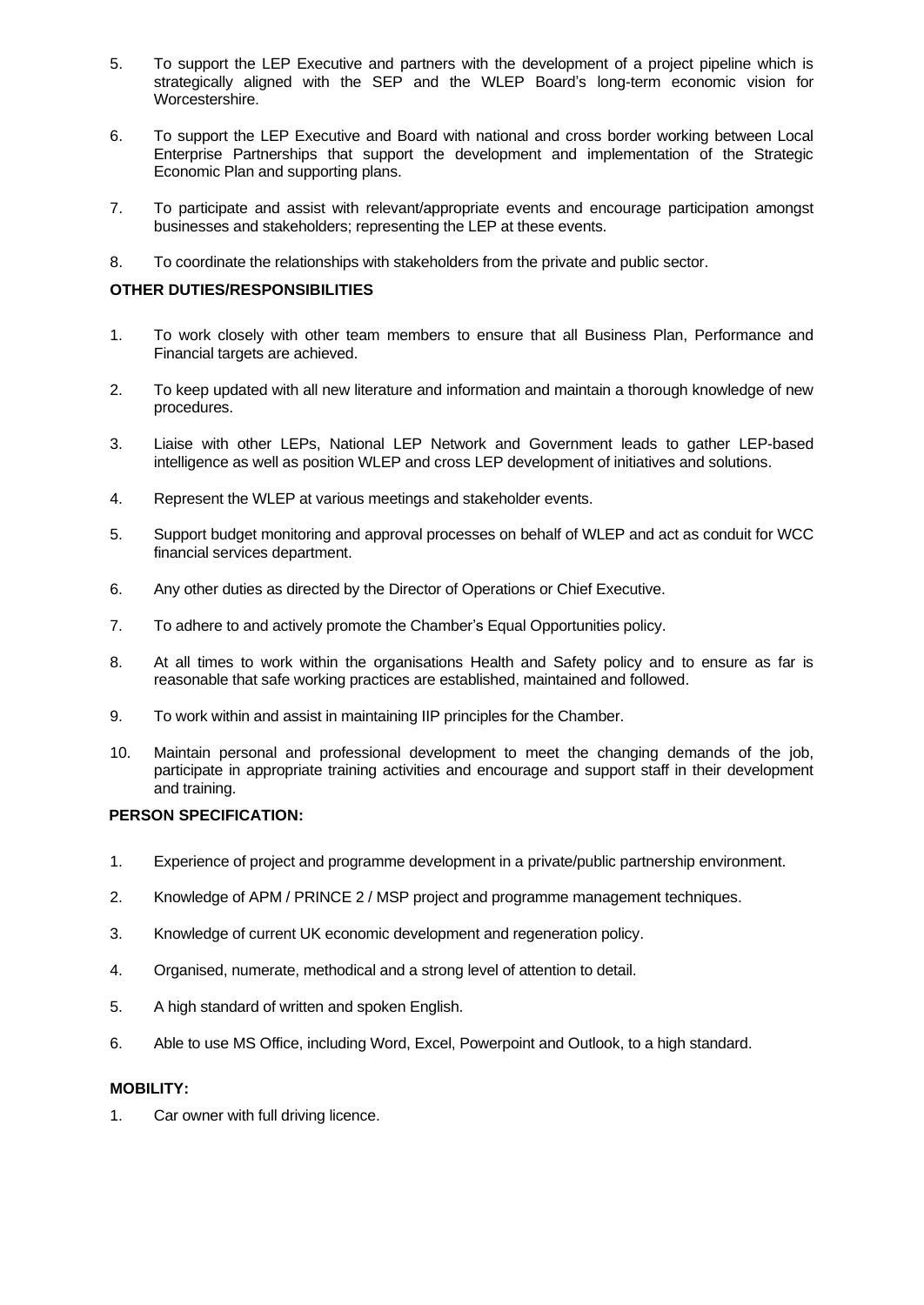5. To support the LEP Executive and partners with the development of a project pipeline which is strategically aligned with the SEP and the WLEP Board's long-term economic vision for Worcestershire.

6. To support the LEP Executive and Board with national and cross border working between Local Enterprise Partnerships that support the development and implementation of the Strategic Economic Plan and supporting plans.

7. To participate and assist with relevant/appropriate events and encourage participation amongst businesses and stakeholders; representing the LEP at these events.

8. To coordinate the relationships with stakeholders from the private and public sector.

**OTHER DUTIES/RESPONSIBILITIES**

1. To work closely with other team members to ensure that all Business Plan, Performance and Financial targets are achieved.

2. To keep updated with all new literature and information and maintain a thorough knowledge of new procedures.

3. Liaise with other LEPs, National LEP Network and Government leads to gather LEP-based intelligence as well as position WLEP and cross LEP development of initiatives and solutions.

4. Represent the WLEP at various meetings and stakeholder events.

5. Support budget monitoring and approval processes on behalf of WLEP and act as conduit for WCC financial services department.

6. Any other duties as directed by the Director of Operations or Chief Executive.

7. To adhere to and actively promote the Chamber's Equal Opportunities policy.

8. At all times to work within the organisations Health and Safety policy and to ensure as far is reasonable that safe working practices are established, maintained and followed.

9. To work within and assist in maintaining IIP principles for the Chamber.

10. Maintain personal and professional development to meet the changing demands of the job, participate in appropriate training activities and encourage and support staff in their development and training.

**PERSON SPECIFICATION:**

1. Experience of project and programme development in a private/public partnership environment.

2. Knowledge of APM / PRINCE 2 / MSP project and programme management techniques.

3. Knowledge of current UK economic development and regeneration policy.

4. Organised, numerate, methodical and a strong level of attention to detail.

5. A high standard of written and spoken English.

6. Able to use MS Office, including Word, Excel, Powerpoint and Outlook, to a high standard.

**MOBILITY:**

1. Car owner with full driving licence.